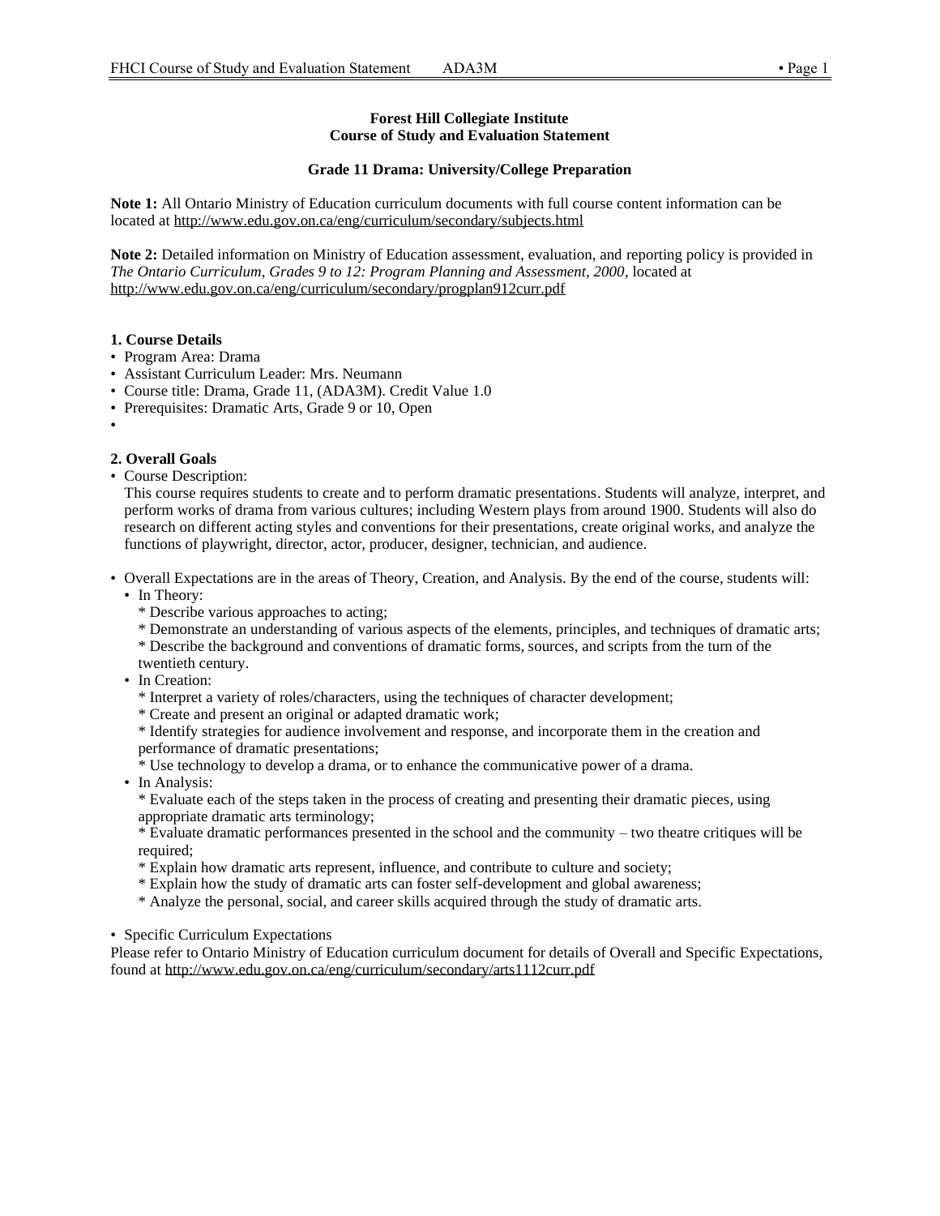**Forest Hill Collegiate Institute**
**Course of Study and Evaluation Statement**

**Grade 11 Drama: University/College Preparation**

**Note 1:** All Ontario Ministry of Education curriculum documents with full course content information can be located at http://www.edu.gov.on.ca/eng/curriculum/secondary/subjects.html

**Note 2:** Detailed information on Ministry of Education assessment, evaluation, and reporting policy is provided in *The Ontario Curriculum, Grades 9 to 12: Program Planning and Assessment, 2000*, located at http://www.edu.gov.on.ca/eng/curriculum/secondary/progplan912curr.pdf

**1. Course Details**

- Program Area: Drama
- Assistant Curriculum Leader: Mrs. Neumann
- Course title: Drama, Grade 11, (ADA3M). Credit Value 1.0
- Prerequisites: Dramatic Arts, Grade 9 or 10, Open
- 

**2. Overall Goals**

- Course Description:
  This course requires students to create and to perform dramatic presentations. Students will analyze, interpret, and perform works of drama from various cultures; including Western plays from around 1900. Students will also do research on different acting styles and conventions for their presentations, create original works, and analyze the functions of playwright, director, actor, producer, designer, technician, and audience.

- Overall Expectations are in the areas of Theory, Creation, and Analysis. By the end of the course, students will:
  - In Theory:
    * Describe various approaches to acting;
    * Demonstrate an understanding of various aspects of the elements, principles, and techniques of dramatic arts;
    * Describe the background and conventions of dramatic forms, sources, and scripts from the turn of the twentieth century.
  - In Creation:
    * Interpret a variety of roles/characters, using the techniques of character development;
    * Create and present an original or adapted dramatic work;
    * Identify strategies for audience involvement and response, and incorporate them in the creation and performance of dramatic presentations;
    * Use technology to develop a drama, or to enhance the communicative power of a drama.
  - In Analysis:
    * Evaluate each of the steps taken in the process of creating and presenting their dramatic pieces, using appropriate dramatic arts terminology;
    * Evaluate dramatic performances presented in the school and the community – two theatre critiques will be required;
    * Explain how dramatic arts represent, influence, and contribute to culture and society;
    * Explain how the study of dramatic arts can foster self-development and global awareness;
    * Analyze the personal, social, and career skills acquired through the study of dramatic arts.

- Specific Curriculum Expectations

Please refer to Ontario Ministry of Education curriculum document for details of Overall and Specific Expectations, found at http://www.edu.gov.on.ca/eng/curriculum/secondary/arts1112curr.pdf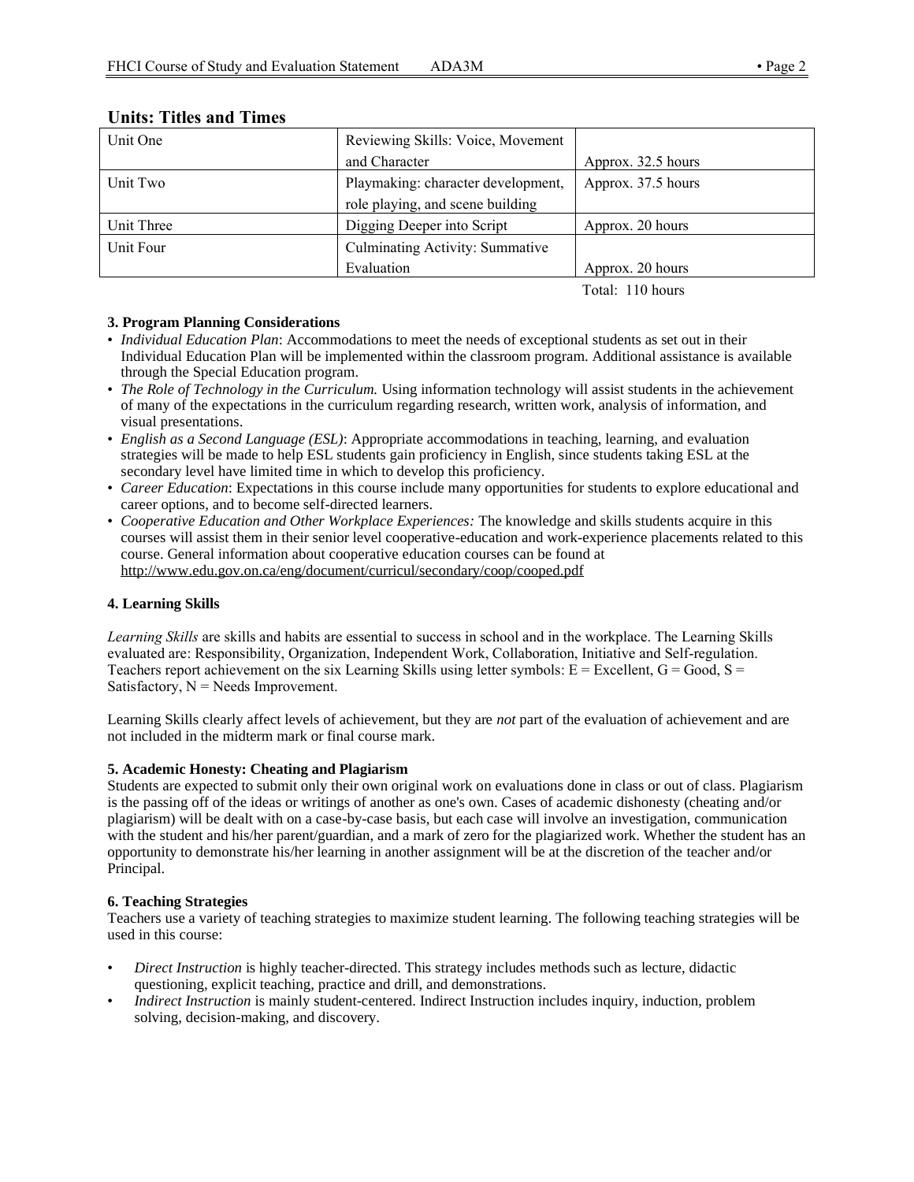## Units: Titles and Times

| | | |
|---|---|---|
| Unit One | Reviewing Skills: Voice, Movement and Character | Approx. 32.5 hours |
| Unit Two | Playmaking: character development, role playing, and scene building | Approx. 37.5 hours |
| Unit Three | Digging Deeper into Script | Approx. 20 hours |
| Unit Four | Culminating Activity: Summative Evaluation | Approx. 20 hours |
| | | Total: 110 hours |

### 3. Program Planning Considerations

- *Individual Education Plan*: Accommodations to meet the needs of exceptional students as set out in their Individual Education Plan will be implemented within the classroom program. Additional assistance is available through the Special Education program.
- *The Role of Technology in the Curriculum.* Using information technology will assist students in the achievement of many of the expectations in the curriculum regarding research, written work, analysis of information, and visual presentations.
- *English as a Second Language (ESL)*: Appropriate accommodations in teaching, learning, and evaluation strategies will be made to help ESL students gain proficiency in English, since students taking ESL at the secondary level have limited time in which to develop this proficiency.
- *Career Education*: Expectations in this course include many opportunities for students to explore educational and career options, and to become self-directed learners.
- *Cooperative Education and Other Workplace Experiences:* The knowledge and skills students acquire in this courses will assist them in their senior level cooperative-education and work-experience placements related to this course. General information about cooperative education courses can be found at http://www.edu.gov.on.ca/eng/document/curricul/secondary/coop/cooped.pdf

### 4. Learning Skills

*Learning Skills* are skills and habits are essential to success in school and in the workplace. The Learning Skills evaluated are: Responsibility, Organization, Independent Work, Collaboration, Initiative and Self-regulation. Teachers report achievement on the six Learning Skills using letter symbols: E = Excellent, G = Good, S = Satisfactory, N = Needs Improvement.

Learning Skills clearly affect levels of achievement, but they are *not* part of the evaluation of achievement and are not included in the midterm mark or final course mark.

### 5. Academic Honesty: Cheating and Plagiarism

Students are expected to submit only their own original work on evaluations done in class or out of class. Plagiarism is the passing off of the ideas or writings of another as one's own. Cases of academic dishonesty (cheating and/or plagiarism) will be dealt with on a case-by-case basis, but each case will involve an investigation, communication with the student and his/her parent/guardian, and a mark of zero for the plagiarized work. Whether the student has an opportunity to demonstrate his/her learning in another assignment will be at the discretion of the teacher and/or Principal.

### 6. Teaching Strategies

Teachers use a variety of teaching strategies to maximize student learning. The following teaching strategies will be used in this course:

- *Direct Instruction* is highly teacher-directed. This strategy includes methods such as lecture, didactic questioning, explicit teaching, practice and drill, and demonstrations.
- *Indirect Instruction* is mainly student-centered. Indirect Instruction includes inquiry, induction, problem solving, decision-making, and discovery.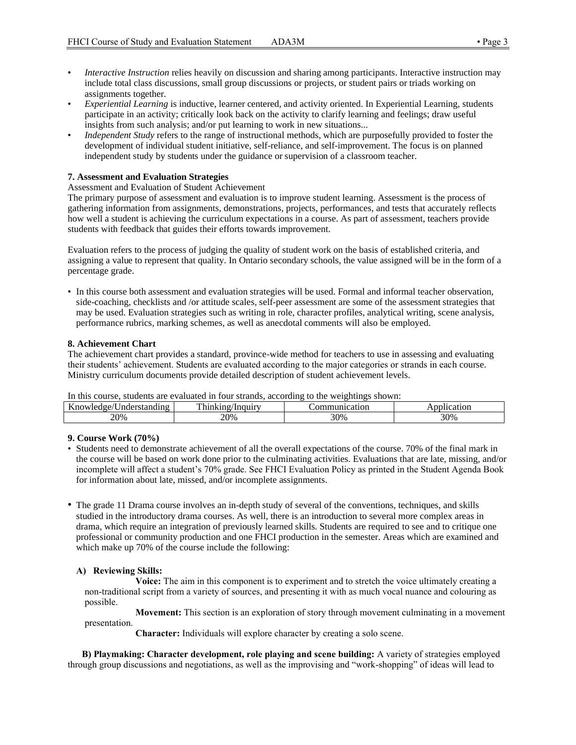- *Interactive Instruction* relies heavily on discussion and sharing among participants. Interactive instruction may include total class discussions, small group discussions or projects, or student pairs or triads working on assignments together.
- *Experiential Learning* is inductive, learner centered, and activity oriented. In Experiential Learning, students participate in an activity; critically look back on the activity to clarify learning and feelings; draw useful insights from such analysis; and/or put learning to work in new situations...
- *Independent Study* refers to the range of instructional methods, which are purposefully provided to foster the development of individual student initiative, self-reliance, and self-improvement. The focus is on planned independent study by students under the guidance or supervision of a classroom teacher.

**7. Assessment and Evaluation Strategies**

Assessment and Evaluation of Student Achievement

The primary purpose of assessment and evaluation is to improve student learning. Assessment is the process of gathering information from assignments, demonstrations, projects, performances, and tests that accurately reflects how well a student is achieving the curriculum expectations in a course. As part of assessment, teachers provide students with feedback that guides their efforts towards improvement.

Evaluation refers to the process of judging the quality of student work on the basis of established criteria, and assigning a value to represent that quality. In Ontario secondary schools, the value assigned will be in the form of a percentage grade.

- In this course both assessment and evaluation strategies will be used. Formal and informal teacher observation, side-coaching, checklists and /or attitude scales, self-peer assessment are some of the assessment strategies that may be used. Evaluation strategies such as writing in role, character profiles, analytical writing, scene analysis, performance rubrics, marking schemes, as well as anecdotal comments will also be employed.

**8. Achievement Chart**

The achievement chart provides a standard, province-wide method for teachers to use in assessing and evaluating their students' achievement. Students are evaluated according to the major categories or strands in each course. Ministry curriculum documents provide detailed description of student achievement levels.

In this course, students are evaluated in four strands, according to the weightings shown:

| Knowledge/Understanding | Thinking/Inquiry | Communication | Application |
|---|---|---|---|
| 20% | 20% | 30% | 30% |

**9. Course Work (70%)**

- Students need to demonstrate achievement of all the overall expectations of the course. 70% of the final mark in the course will be based on work done prior to the culminating activities. Evaluations that are late, missing, and/or incomplete will affect a student's 70% grade. See FHCI Evaluation Policy as printed in the Student Agenda Book for information about late, missed, and/or incomplete assignments.

- The grade 11 Drama course involves an in-depth study of several of the conventions, techniques, and skills studied in the introductory drama courses. As well, there is an introduction to several more complex areas in drama, which require an integration of previously learned skills. Students are required to see and to critique one professional or community production and one FHCI production in the semester. Areas which are examined and which make up 70% of the course include the following:

**A) Reviewing Skills:**

**Voice:** The aim in this component is to experiment and to stretch the voice ultimately creating a non-traditional script from a variety of sources, and presenting it with as much vocal nuance and colouring as possible.

**Movement:** This section is an exploration of story through movement culminating in a movement presentation.

**Character:** Individuals will explore character by creating a solo scene.

**B) Playmaking: Character development, role playing and scene building:** A variety of strategies employed through group discussions and negotiations, as well as the improvising and "work-shopping" of ideas will lead to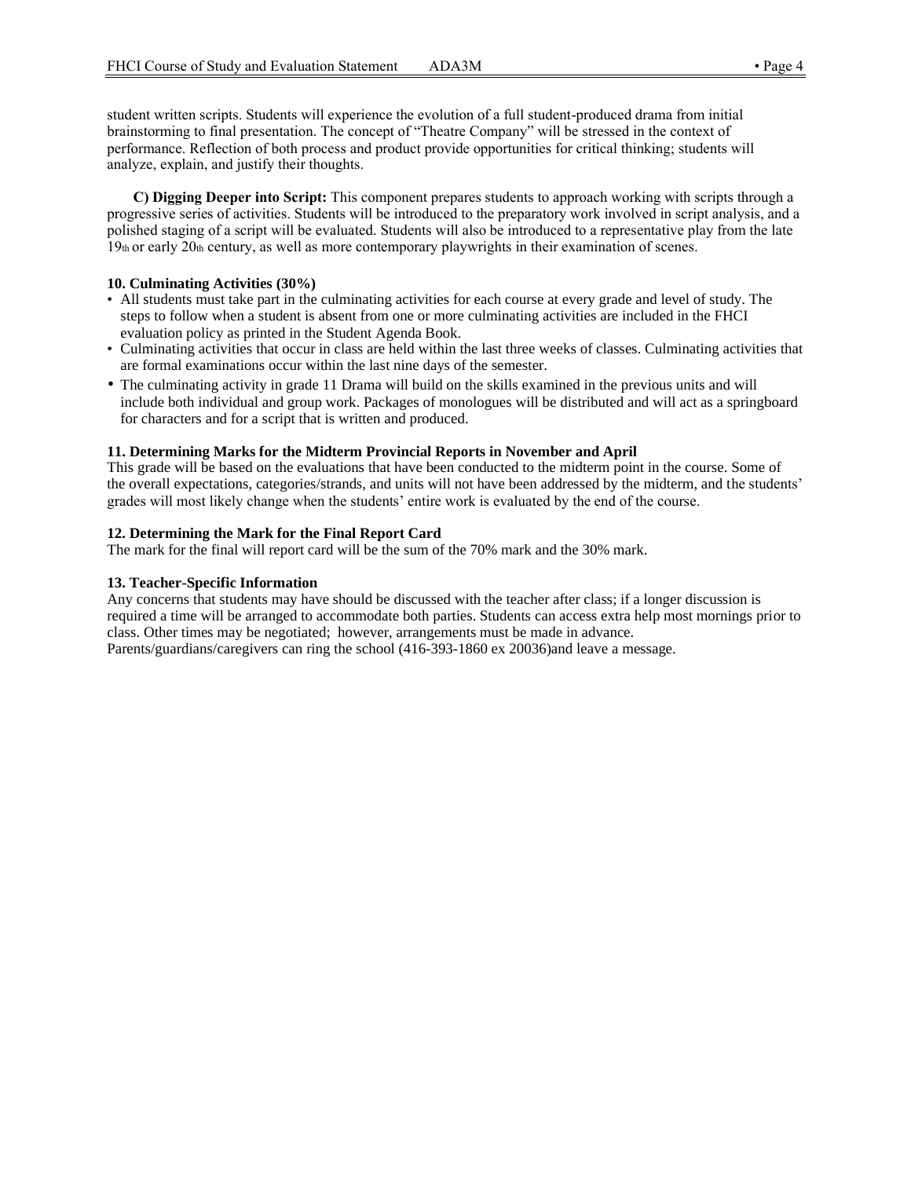student written scripts. Students will experience the evolution of a full student-produced drama from initial brainstorming to final presentation. The concept of "Theatre Company" will be stressed in the context of performance. Reflection of both process and product provide opportunities for critical thinking; students will analyze, explain, and justify their thoughts.

**C) Digging Deeper into Script:** This component prepares students to approach working with scripts through a progressive series of activities. Students will be introduced to the preparatory work involved in script analysis, and a polished staging of a script will be evaluated. Students will also be introduced to a representative play from the late 19th or early 20th century, as well as more contemporary playwrights in their examination of scenes.

**10. Culminating Activities (30%)**

- All students must take part in the culminating activities for each course at every grade and level of study. The steps to follow when a student is absent from one or more culminating activities are included in the FHCI evaluation policy as printed in the Student Agenda Book.
- Culminating activities that occur in class are held within the last three weeks of classes. Culminating activities that are formal examinations occur within the last nine days of the semester.
- The culminating activity in grade 11 Drama will build on the skills examined in the previous units and will include both individual and group work. Packages of monologues will be distributed and will act as a springboard for characters and for a script that is written and produced.

**11. Determining Marks for the Midterm Provincial Reports in November and April**

This grade will be based on the evaluations that have been conducted to the midterm point in the course. Some of the overall expectations, categories/strands, and units will not have been addressed by the midterm, and the students' grades will most likely change when the students' entire work is evaluated by the end of the course.

**12. Determining the Mark for the Final Report Card**

The mark for the final will report card will be the sum of the 70% mark and the 30% mark.

**13. Teacher-Specific Information**

Any concerns that students may have should be discussed with the teacher after class; if a longer discussion is required a time will be arranged to accommodate both parties. Students can access extra help most mornings prior to class. Other times may be negotiated; however, arrangements must be made in advance.
Parents/guardians/caregivers can ring the school (416-393-1860 ex 20036)and leave a message.